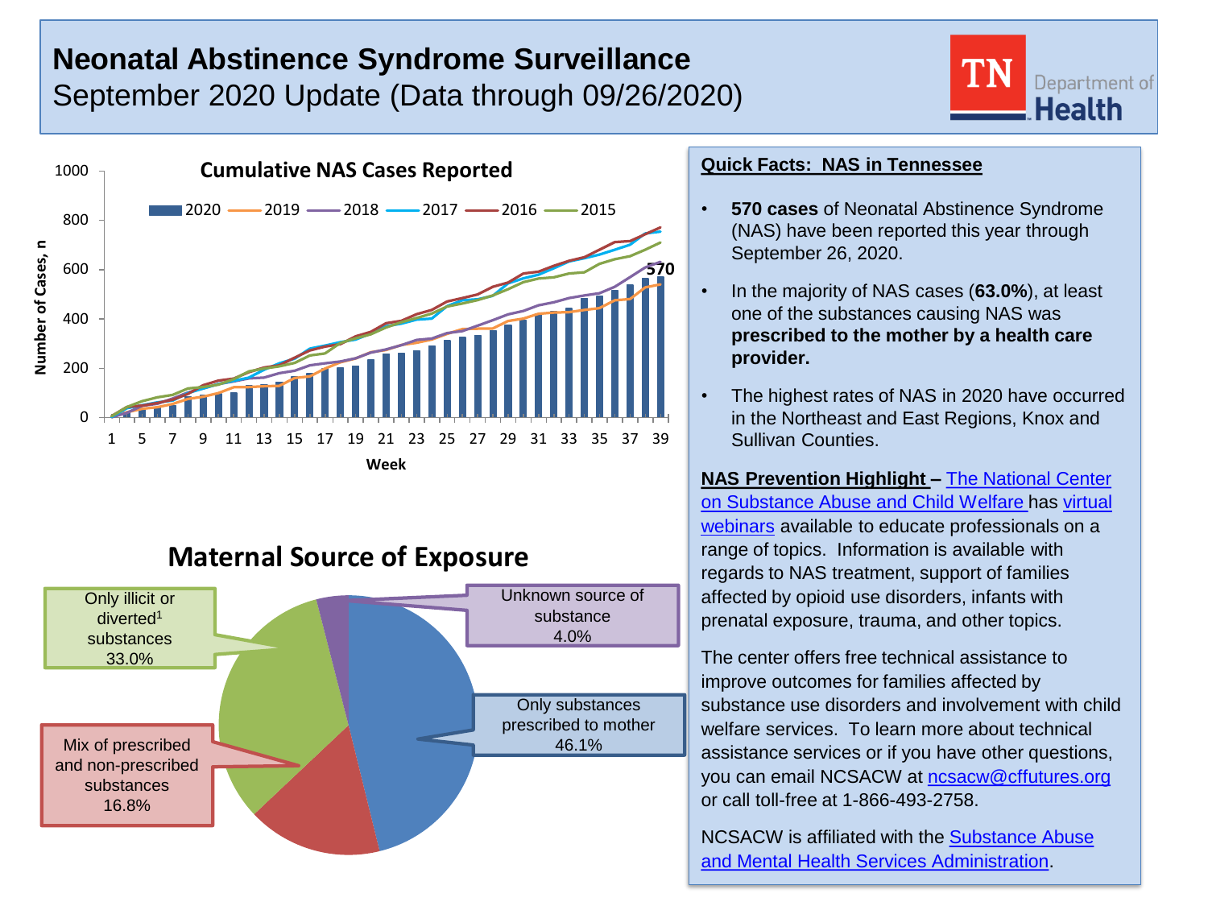# Neonatal Abstinence Syndrome Surveillance

September 2020 Update (Data through 09/26/2020)

TN Department of Health

## Cumulative NAS Cases Reported

2020 — 2019 — 2018 — 2017 — 2016 — 2015

Number of Cases, n

Week

570

## Maternal Source of Exposure

Only illicit or diverted[1] substances 33.0%

Unknown source of substance 4.0%

Only substances prescribed to mother 46.1%

Mix of prescribed and non-prescribed substances 16.8%

**Quick Facts: NAS in Tennessee**

- **570 cases** of Neonatal Abstinence Syndrome (NAS) have been reported this year through September 26, 2020.
- In the majority of NAS cases (**63.0%**), at least one of the substances causing NAS was **prescribed to the mother by a health care provider.**
- The highest rates of NAS in 2020 have occurred in the Northeast and East Regions, Knox and Sullivan Counties.

**NAS Prevention Highlight** – The National Center on Substance Abuse and Child Welfare has virtual webinars available to educate professionals on a range of topics. Information is available with regards to NAS treatment, support of families affected by opioid use disorders, infants with prenatal exposure, trauma, and other topics.

The center offers free technical assistance to improve outcomes for families affected by substance use disorders and involvement with child welfare services. To learn more about technical assistance services or if you have other questions, you can email NCSACW at ncsacw@cffutures.org or call toll-free at 1-866-493-2758.

NCSACW is affiliated with the Substance Abuse and Mental Health Services Administration.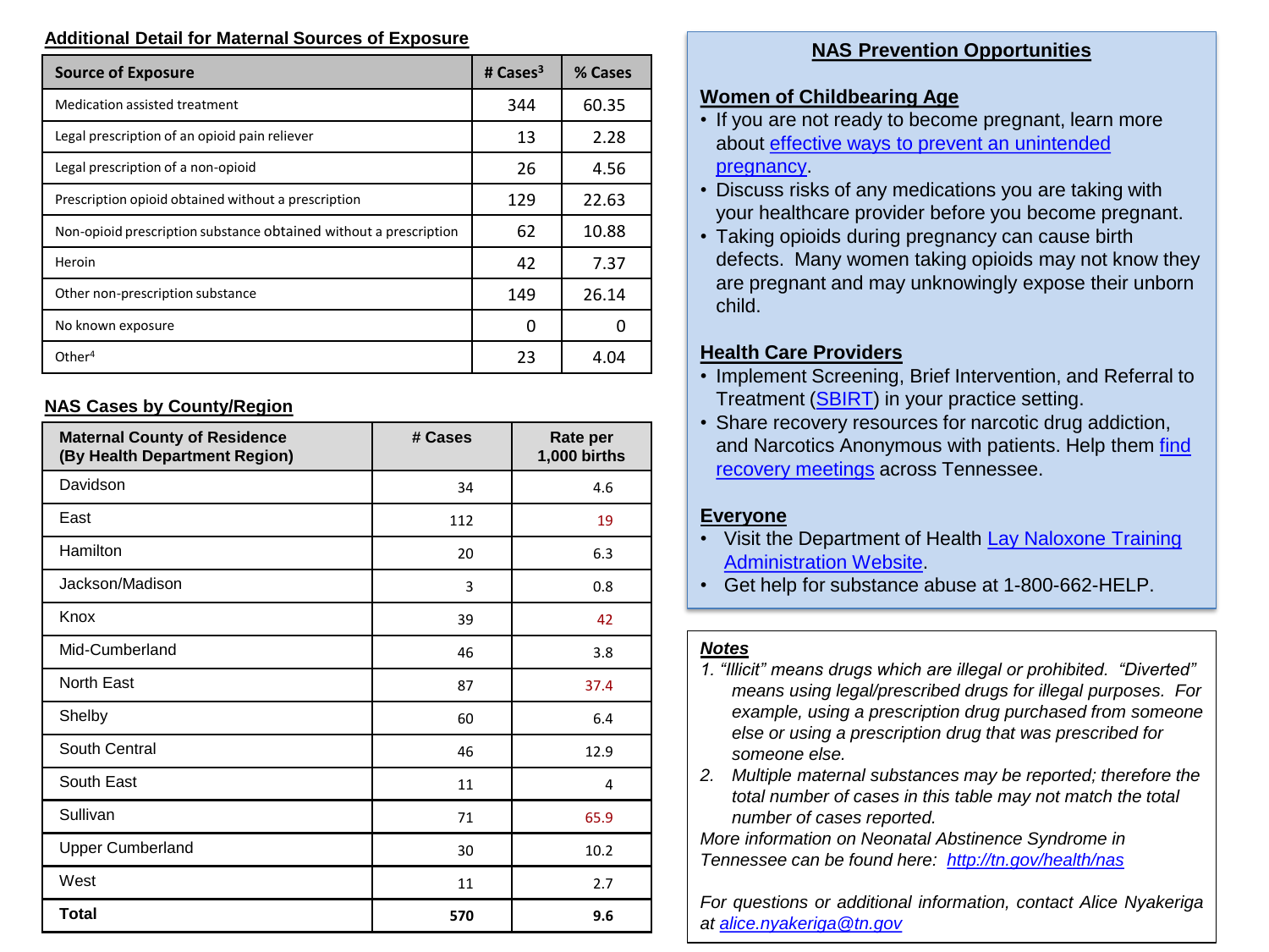## Additional Detail for Maternal Sources of Exposure

| Source of Exposure | # Cases[3] | % Cases |
|---|---|---|
| Medication assisted treatment | 344 | 60.35 |
| Legal prescription of an opioid pain reliever | 13 | 2.28 |
| Legal prescription of a non-opioid | 26 | 4.56 |
| Prescription opioid obtained without a prescription | 129 | 22.63 |
| Non-opioid prescription substance obtained without a prescription | 62 | 10.88 |
| Heroin | 42 | 7.37 |
| Other non-prescription substance | 149 | 26.14 |
| No known exposure | 0 | 0 |
| Other[4] | 23 | 4.04 |

## NAS Cases by County/Region

| Maternal County of Residence (By Health Department Region) | # Cases | Rate per 1,000 births |
|---|---|---|
| Davidson | 34 | 4.6 |
| East | 112 | 19 |
| Hamilton | 20 | 6.3 |
| Jackson/Madison | 3 | 0.8 |
| Knox | 39 | 42 |
| Mid-Cumberland | 46 | 3.8 |
| North East | 87 | 37.4 |
| Shelby | 60 | 6.4 |
| South Central | 46 | 12.9 |
| South East | 11 | 4 |
| Sullivan | 71 | 65.9 |
| Upper Cumberland | 30 | 10.2 |
| West | 11 | 2.7 |
| **Total** | **570** | **9.6** |

## NAS Prevention Opportunities

### Women of Childbearing Age

- If you are not ready to become pregnant, learn more about effective ways to prevent an unintended pregnancy.
- Discuss risks of any medications you are taking with your healthcare provider before you become pregnant.
- Taking opioids during pregnancy can cause birth defects. Many women taking opioids may not know they are pregnant and may unknowingly expose their unborn child.

### Health Care Providers

- Implement Screening, Brief Intervention, and Referral to Treatment (SBIRT) in your practice setting.
- Share recovery resources for narcotic drug addiction, and Narcotics Anonymous with patients. Help them find recovery meetings across Tennessee.

### Everyone

- Visit the Department of Health Lay Naloxone Training Administration Website.
- Get help for substance abuse at 1-800-662-HELP.

### *Notes*

1. *"Illicit" means drugs which are illegal or prohibited. "Diverted" means using legal/prescribed drugs for illegal purposes. For example, using a prescription drug purchased from someone else or using a prescription drug that was prescribed for someone else.*
2. *Multiple maternal substances may be reported; therefore the total number of cases in this table may not match the total number of cases reported.*

*More information on Neonatal Abstinence Syndrome in Tennessee can be found here: http://tn.gov/health/nas*

*For questions or additional information, contact Alice Nyakeriga at alice.nyakeriga@tn.gov*